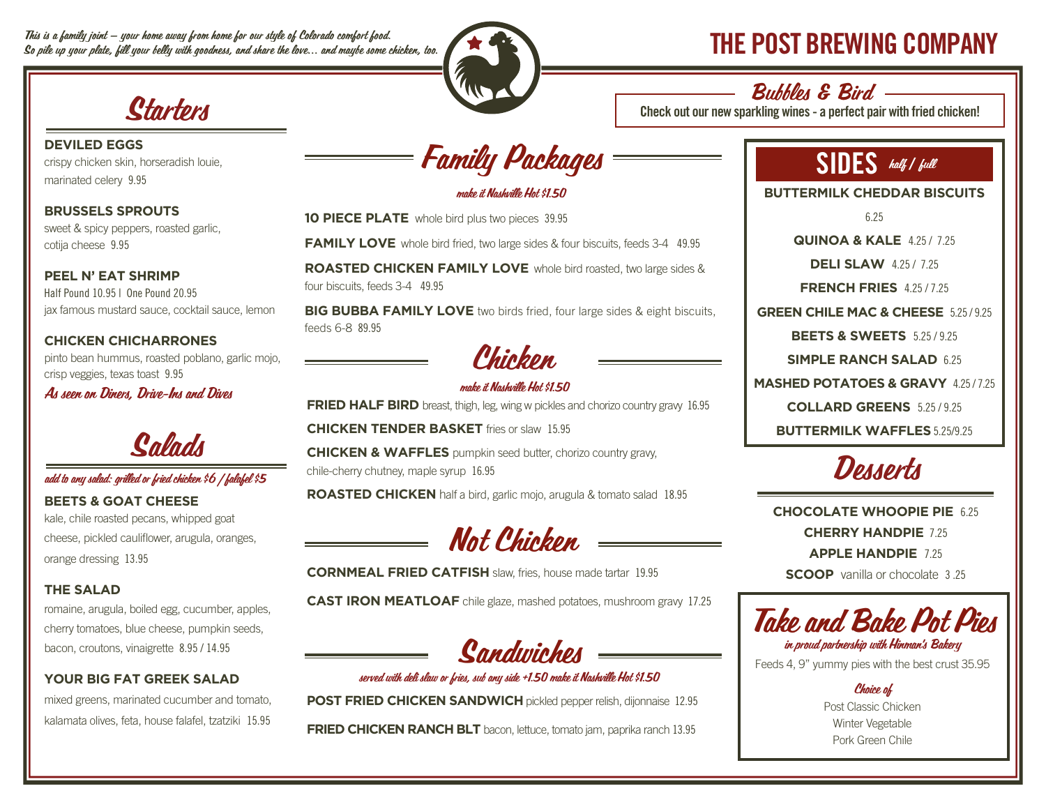*This is a family joint – your home away from home for our style of Colorado comfort food.*
*So pile up your plate, fill your belly with goodness, and share the love... and maybe some chicken, too.*

# THE POST BREWING COMPANY

## Starters

**DEVILED EGGS**
crispy chicken skin, horseradish louie, marinated celery 9.95

**BRUSSELS SPROUTS**
sweet & spicy peppers, roasted garlic, cotija cheese 9.95

**PEEL N' EAT SHRIMP**
Half Pound 10.95 | One Pound 20.95
jax famous mustard sauce, cocktail sauce, lemon

**CHICKEN CHICHARRONES**
pinto bean hummus, roasted poblano, garlic mojo, crisp veggies, texas toast 9.95

*As seen on Diners, Drive-Ins and Dives*

## Salads

*add to any salad: grilled or fried chicken $6 / falafel $5*

**BEETS & GOAT CHEESE**
kale, chile roasted pecans, whipped goat cheese, pickled cauliflower, arugula, oranges, orange dressing 13.95

**THE SALAD**
romaine, arugula, boiled egg, cucumber, apples, cherry tomatoes, blue cheese, pumpkin seeds, bacon, croutons, vinaigrette 8.95 / 14.95

**YOUR BIG FAT GREEK SALAD**
mixed greens, marinated cucumber and tomato, kalamata olives, feta, house falafel, tzatziki 15.95

## Family Packages

*make it Nashville Hot $1.50*

**10 PIECE PLATE** whole bird plus two pieces 39.95

**FAMILY LOVE** whole bird fried, two large sides & four biscuits, feeds 3-4 49.95

**ROASTED CHICKEN FAMILY LOVE** whole bird roasted, two large sides & four biscuits, feeds 3-4 49.95

**BIG BUBBA FAMILY LOVE** two birds fried, four large sides & eight biscuits, feeds 6-8 89.95

## Chicken

*make it Nashville Hot $1.50*

**FRIED HALF BIRD** breast, thigh, leg, wing w pickles and chorizo country gravy 16.95

**CHICKEN TENDER BASKET** fries or slaw 15.95

**CHICKEN & WAFFLES** pumpkin seed butter, chorizo country gravy, chile-cherry chutney, maple syrup 16.95

**ROASTED CHICKEN** half a bird, garlic mojo, arugula & tomato salad 18.95

## Not Chicken

**CORNMEAL FRIED CATFISH** slaw, fries, house made tartar 19.95

**CAST IRON MEATLOAF** chile glaze, mashed potatoes, mushroom gravy 17.25

## Sandwiches

*served with deli slaw or fries, sub any side +1.50 make it Nashville Hot $1.50*

**POST FRIED CHICKEN SANDWICH** pickled pepper relish, dijonnaise 12.95

**FRIED CHICKEN RANCH BLT** bacon, lettuce, tomato jam, paprika ranch 13.95

## Bubbles & Bird

Check out our new sparkling wines - a perfect pair with fried chicken!

## SIDES *half / full*

**BUTTERMILK CHEDDAR BISCUITS** 6.25

**QUINOA & KALE** 4.25 / 7.25

**DELI SLAW** 4.25 / 7.25

**FRENCH FRIES** 4.25 / 7.25

**GREEN CHILE MAC & CHEESE** 5.25 / 9.25

**BEETS & SWEETS** 5.25 / 9.25

**SIMPLE RANCH SALAD** 6.25

**MASHED POTATOES & GRAVY** 4.25 / 7.25

**COLLARD GREENS** 5.25 / 9.25

**BUTTERMILK WAFFLES** 5.25/9.25

## Desserts

**CHOCOLATE WHOOPIE PIE** 6.25

**CHERRY HANDPIE** 7.25

**APPLE HANDPIE** 7.25

**SCOOP** vanilla or chocolate 3 .25

## Take and Bake Pot Pies

*in proud partnership with Hinman's Bakery*

Feeds 4, 9" yummy pies with the best crust 35.95

*Choice of*

Post Classic Chicken
Winter Vegetable
Pork Green Chile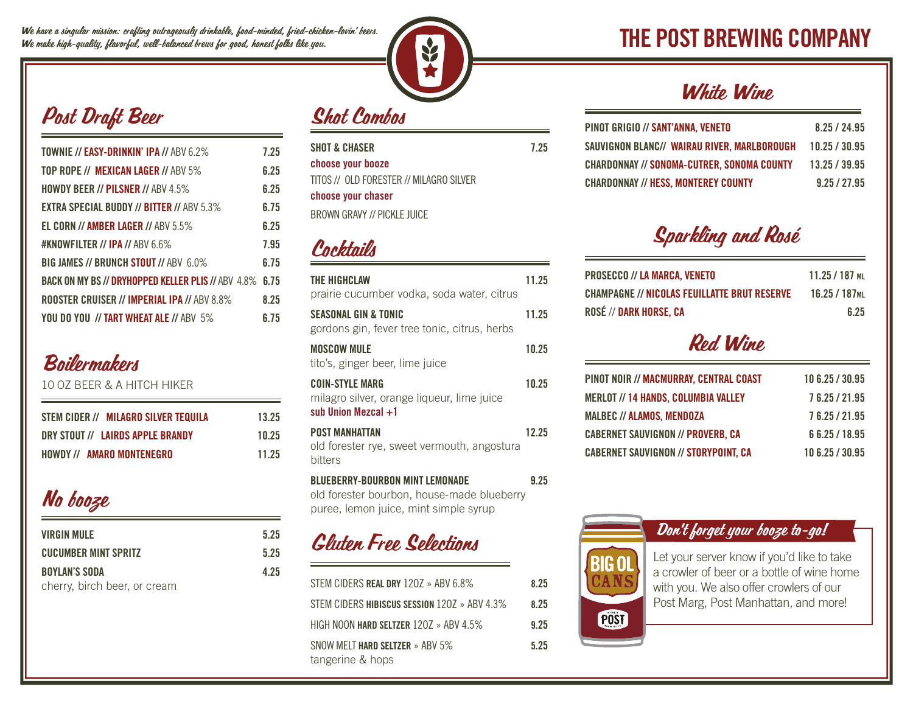*We have a singular mission: crafting outrageously drinkable, food-minded, fried-chicken-lovin' beers.*
*We make high-quality, flavorful, well-balanced brews for good, honest folks like you.*

# THE POST BREWING COMPANY

## Post Draft Beer

| | |
|---|---|
| TOWNIE // EASY-DRINKIN' IPA // ABV 6.2% | 7.25 |
| TOP ROPE // MEXICAN LAGER // ABV 5% | 6.25 |
| HOWDY BEER // PILSNER // ABV 4.5% | 6.25 |
| EXTRA SPECIAL BUDDY // BITTER // ABV 5.3% | 6.75 |
| EL CORN // AMBER LAGER // ABV 5.5% | 6.25 |
| #KNOWFILTER // IPA // ABV 6.6% | 7.95 |
| BIG JAMES // BRUNCH STOUT // ABV 6.0% | 6.75 |
| BACK ON MY BS // DRYHOPPED KELLER PLIS // ABV 4.8% | 6.75 |
| ROOSTER CRUISER // IMPERIAL IPA // ABV 8.8% | 8.25 |
| YOU DO YOU // TART WHEAT ALE // ABV 5% | 6.75 |

## Boilermakers

10 OZ BEER & A HITCH HIKER

| | |
|---|---|
| STEM CIDER // MILAGRO SILVER TEQUILA | 13.25 |
| DRY STOUT // LAIRDS APPLE BRANDY | 10.25 |
| HOWDY // AMARO MONTENEGRO | 11.25 |

## No booze

| | |
|---|---|
| VIRGIN MULE | 5.25 |
| CUCUMBER MINT SPRITZ | 5.25 |
| BOYLAN'S SODA<br>cherry, birch beer, or cream | 4.25 |

## Shot Combos

**SHOT & CHASER** — 7.25

choose your booze
TITOS // OLD FORESTER // MILAGRO SILVER

choose your chaser
BROWN GRAVY // PICKLE JUICE

## Cocktails

| | |
|---|---|
| **THE HIGHCLAW**<br>prairie cucumber vodka, soda water, citrus | 11.25 |
| **SEASONAL GIN & TONIC**<br>gordons gin, fever tree tonic, citrus, herbs | 11.25 |
| **MOSCOW MULE**<br>tito's, ginger beer, lime juice | 10.25 |
| **COIN-STYLE MARG**<br>milagro silver, orange liqueur, lime juice<br>sub Union Mezcal +1 | 10.25 |
| **POST MANHATTAN**<br>old forester rye, sweet vermouth, angostura bitters | 12.25 |
| **BLUEBERRY-BOURBON MINT LEMONADE**<br>old forester bourbon, house-made blueberry puree, lemon juice, mint simple syrup | 9.25 |

## Gluten Free Selections

| | |
|---|---|
| STEM CIDERS **REAL DRY** 12OZ » ABV 6.8% | 8.25 |
| STEM CIDERS **HIBISCUS SESSION** 12OZ » ABV 4.3% | 8.25 |
| HIGH NOON **HARD SELTZER** 12OZ » ABV 4.5% | 9.25 |
| SNOW MELT **HARD SELTZER** » ABV 5%<br>tangerine & hops | 5.25 |

## White Wine

| | |
|---|---|
| PINOT GRIGIO // SANT'ANNA, VENETO | 8.25 / 24.95 |
| SAUVIGNON BLANC// WAIRAU RIVER, MARLBOROUGH | 10.25 / 30.95 |
| CHARDONNAY // SONOMA-CUTRER, SONOMA COUNTY | 13.25 / 39.95 |
| CHARDONNAY // HESS, MONTEREY COUNTY | 9.25 / 27.95 |

## Sparkling and Rosé

| | |
|---|---|
| PROSECCO // LA MARCA, VENETO | 11.25 / 187 ML |
| CHAMPAGNE // NICOLAS FEUILLATTE BRUT RESERVE | 16.25 / 187ML |
| ROSÉ // DARK HORSE, CA | 6.25 |

## Red Wine

| | |
|---|---|
| PINOT NOIR // MACMURRAY, CENTRAL COAST | 10 6.25 / 30.95 |
| MERLOT // 14 HANDS, COLUMBIA VALLEY | 7 6.25 / 21.95 |
| MALBEC // ALAMOS, MENDOZA | 7 6.25 / 21.95 |
| CABERNET SAUVIGNON // PROVERB, CA | 6 6.25 / 18.95 |
| CABERNET SAUVIGNON // STORYPOINT, CA | 10 6.25 / 30.95 |

BIG OL CANS

## Don't forget your booze to-go!

Let your server know if you'd like to take a crowler of beer or a bottle of wine home with you. We also offer crowlers of our Post Marg, Post Manhattan, and more!